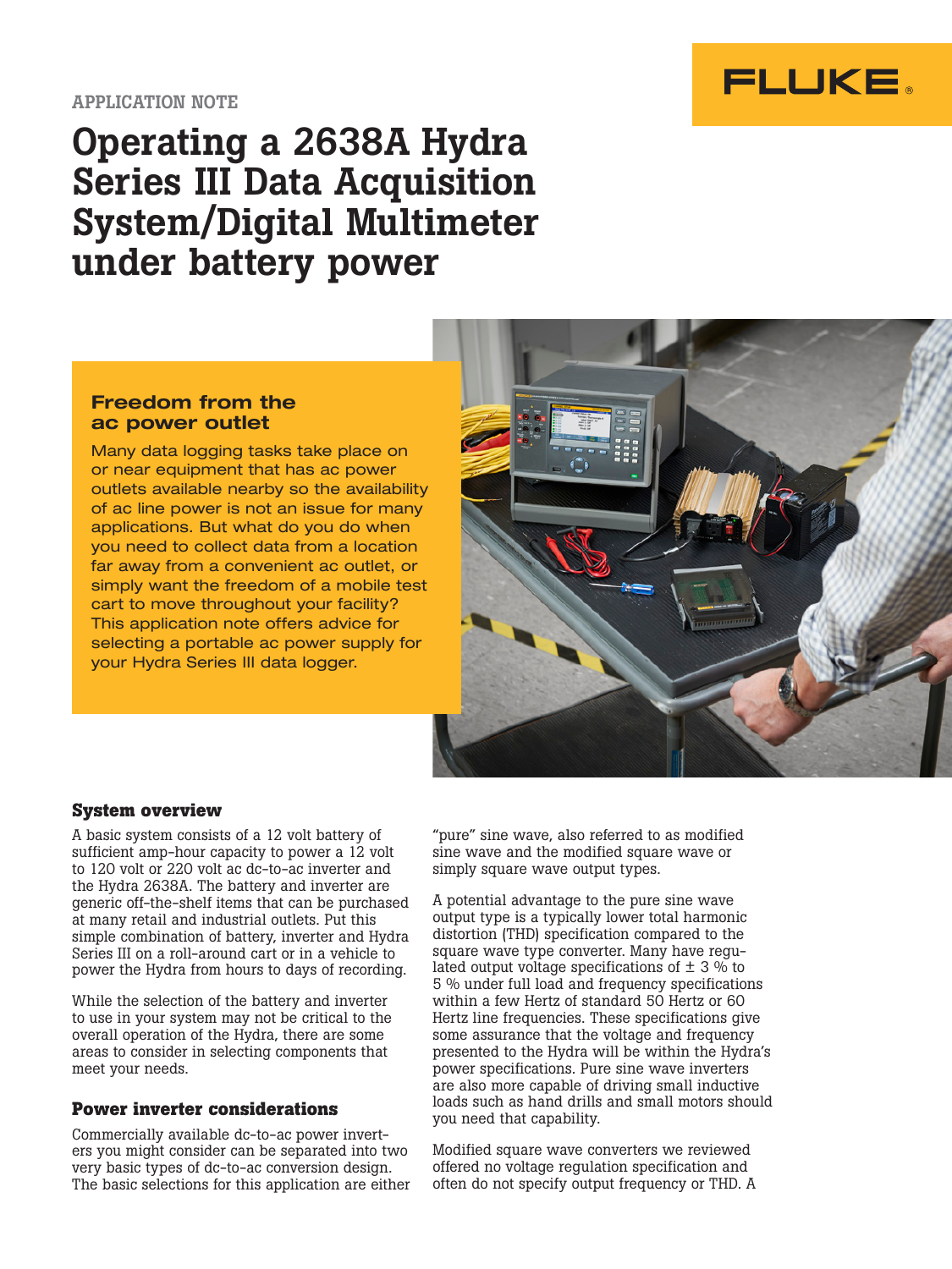APPLICATION NOTE

# Operating a 2638A Hydra Series III Data Acquisition System/Digital Multimeter under battery power

## Freedom from the ac power outlet

Many data logging tasks take place on or near equipment that has ac power outlets available nearby so the availability of ac line power is not an issue for many applications. But what do you do when you need to collect data from a location far away from a convenient ac outlet, or simply want the freedom of a mobile test cart to move throughout your facility? This application note offers advice for selecting a portable ac power supply for your Hydra Series III data logger.

## System overview

A basic system consists of a 12 volt battery of sufficient amp-hour capacity to power a 12 volt to 120 volt or 220 volt ac dc-to-ac inverter and the Hydra 2638A. The battery and inverter are generic off-the-shelf items that can be purchased at many retail and industrial outlets. Put this simple combination of battery, inverter and Hydra Series III on a roll-around cart or in a vehicle to power the Hydra from hours to days of recording.

While the selection of the battery and inverter to use in your system may not be critical to the overall operation of the Hydra, there are some areas to consider in selecting components that meet your needs.

## Power inverter considerations

Commercially available dc-to-ac power inverters you might consider can be separated into two very basic types of dc-to-ac conversion design. The basic selections for this application are either "pure" sine wave, also referred to as modified sine wave and the modified square wave or simply square wave output types.

A potential advantage to the pure sine wave output type is a typically lower total harmonic distortion (THD) specification compared to the square wave type converter. Many have regulated output voltage specifications of ± 3 % to 5 % under full load and frequency specifications within a few Hertz of standard 50 Hertz or 60 Hertz line frequencies. These specifications give some assurance that the voltage and frequency presented to the Hydra will be within the Hydra's power specifications. Pure sine wave inverters are also more capable of driving small inductive loads such as hand drills and small motors should you need that capability.

Modified square wave converters we reviewed offered no voltage regulation specification and often do not specify output frequency or THD. A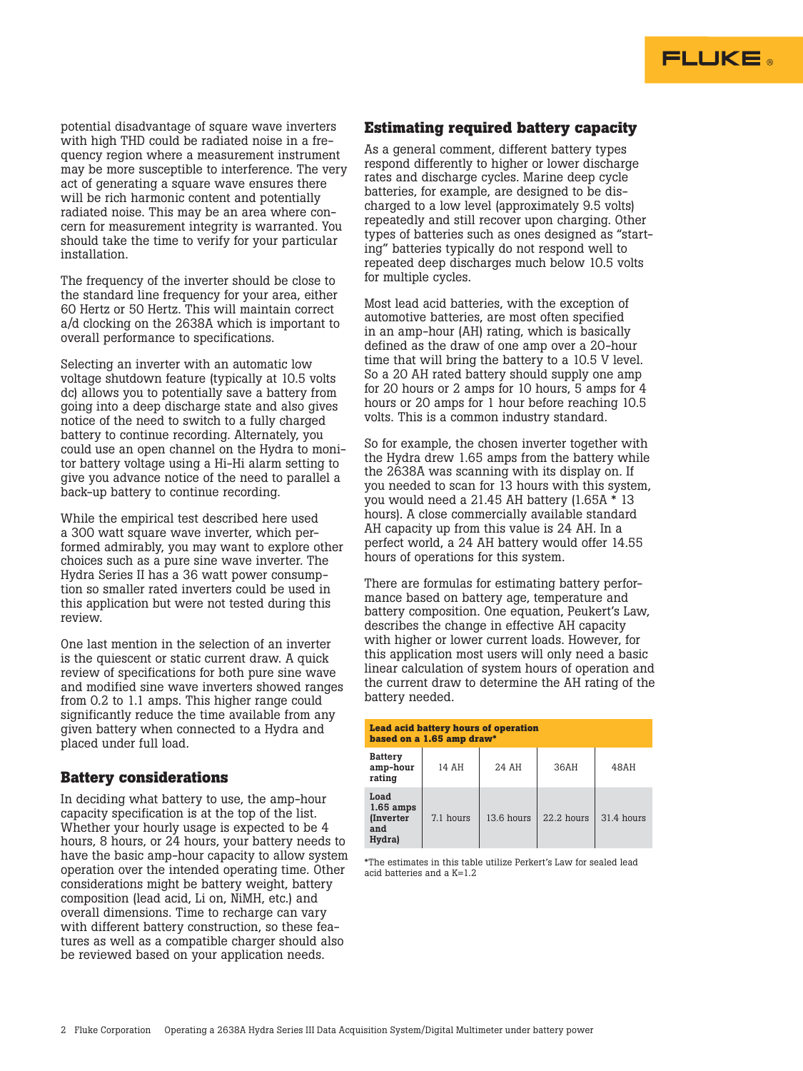potential disadvantage of square wave inverters with high THD could be radiated noise in a frequency region where a measurement instrument may be more susceptible to interference. The very act of generating a square wave ensures there will be rich harmonic content and potentially radiated noise. This may be an area where concern for measurement integrity is warranted. You should take the time to verify for your particular installation.

The frequency of the inverter should be close to the standard line frequency for your area, either 60 Hertz or 50 Hertz. This will maintain correct a/d clocking on the 2638A which is important to overall performance to specifications.

Selecting an inverter with an automatic low voltage shutdown feature (typically at 10.5 volts dc) allows you to potentially save a battery from going into a deep discharge state and also gives notice of the need to switch to a fully charged battery to continue recording. Alternately, you could use an open channel on the Hydra to monitor battery voltage using a Hi-Hi alarm setting to give you advance notice of the need to parallel a back-up battery to continue recording.

While the empirical test described here used a 300 watt square wave inverter, which performed admirably, you may want to explore other choices such as a pure sine wave inverter. The Hydra Series II has a 36 watt power consumption so smaller rated inverters could be used in this application but were not tested during this review.

One last mention in the selection of an inverter is the quiescent or static current draw. A quick review of specifications for both pure sine wave and modified sine wave inverters showed ranges from 0.2 to 1.1 amps. This higher range could significantly reduce the time available from any given battery when connected to a Hydra and placed under full load.

## Battery considerations

In deciding what battery to use, the amp-hour capacity specification is at the top of the list. Whether your hourly usage is expected to be 4 hours, 8 hours, or 24 hours, your battery needs to have the basic amp-hour capacity to allow system operation over the intended operating time. Other considerations might be battery weight, battery composition (lead acid, Li on, NiMH, etc.) and overall dimensions. Time to recharge can vary with different battery construction, so these features as well as a compatible charger should also be reviewed based on your application needs.

## Estimating required battery capacity

As a general comment, different battery types respond differently to higher or lower discharge rates and discharge cycles. Marine deep cycle batteries, for example, are designed to be discharged to a low level (approximately 9.5 volts) repeatedly and still recover upon charging. Other types of batteries such as ones designed as "starting" batteries typically do not respond well to repeated deep discharges much below 10.5 volts for multiple cycles.

Most lead acid batteries, with the exception of automotive batteries, are most often specified in an amp-hour (AH) rating, which is basically defined as the draw of one amp over a 20-hour time that will bring the battery to a 10.5 V level. So a 20 AH rated battery should supply one amp for 20 hours or 2 amps for 10 hours, 5 amps for 4 hours or 20 amps for 1 hour before reaching 10.5 volts. This is a common industry standard.

So for example, the chosen inverter together with the Hydra drew 1.65 amps from the battery while the 2638A was scanning with its display on. If you needed to scan for 13 hours with this system, you would need a 21.45 AH battery (1.65A * 13 hours). A close commercially available standard AH capacity up from this value is 24 AH. In a perfect world, a 24 AH battery would offer 14.55 hours of operations for this system.

There are formulas for estimating battery performance based on battery age, temperature and battery composition. One equation, Peukert's Law, describes the change in effective AH capacity with higher or lower current loads. However, for this application most users will only need a basic linear calculation of system hours of operation and the current draw to determine the AH rating of the battery needed.

**Lead acid battery hours of operation based on a 1.65 amp draw***

| Battery amp-hour rating | 14 AH | 24 AH | 36AH | 48AH |
|---|---|---|---|---|
| Load 1.65 amps (Inverter and Hydra) | 7.1 hours | 13.6 hours | 22.2 hours | 31.4 hours |

*The estimates in this table utilize Perkert's Law for sealed lead acid batteries and a K=1.2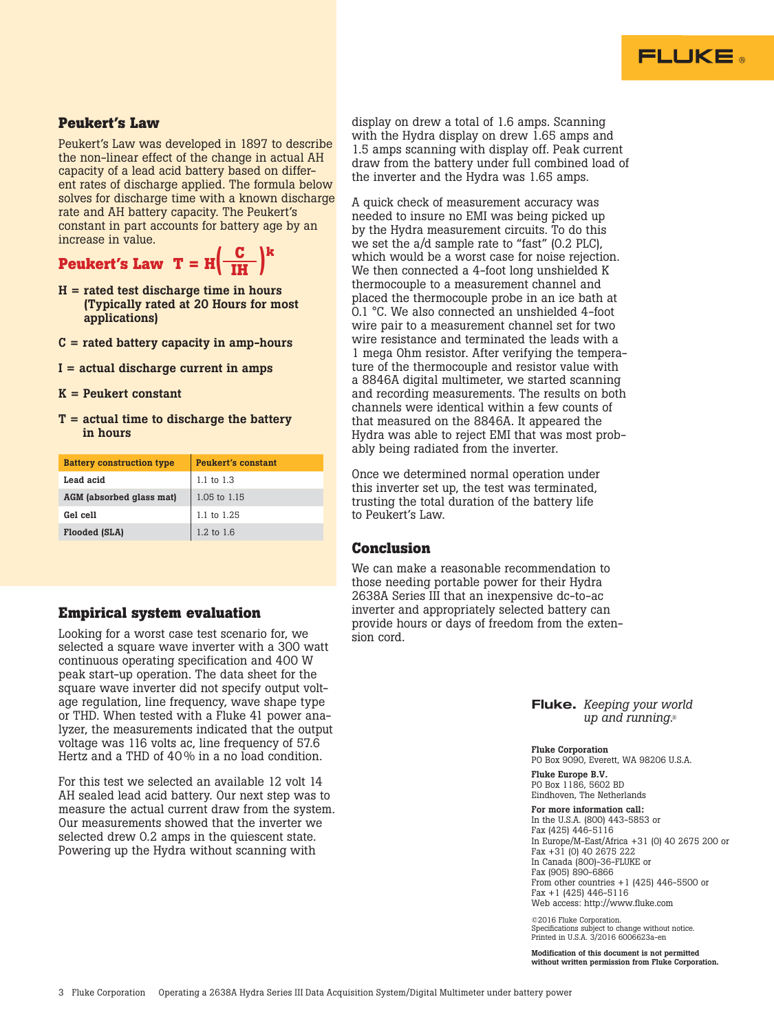## Peukert's Law

Peukert's Law was developed in 1897 to describe the non-linear effect of the change in actual AH capacity of a lead acid battery based on different rates of discharge applied. The formula below solves for discharge time with a known discharge rate and AH battery capacity. The Peukert's constant in part accounts for battery age by an increase in value.

**Peukert's Law** $T = H\left(\frac{C}{IH}\right)^k$

**H = rated test discharge time in hours (Typically rated at 20 Hours for most applications)**

**C = rated battery capacity in amp-hours**

**I = actual discharge current in amps**

**K = Peukert constant**

**T = actual time to discharge the battery in hours**

| Battery construction type | Peukert's constant |
|---|---|
| **Lead acid** | 1.1 to 1.3 |
| **AGM (absorbed glass mat)** | 1.05 to 1.15 |
| **Gel cell** | 1.1 to 1.25 |
| **Flooded (SLA)** | 1.2 to 1.6 |

## Empirical system evaluation

Looking for a worst case test scenario for, we selected a square wave inverter with a 300 watt continuous operating specification and 400 W peak start-up operation. The data sheet for the square wave inverter did not specify output voltage regulation, line frequency, wave shape type or THD. When tested with a Fluke 41 power analyzer, the measurements indicated that the output voltage was 116 volts ac, line frequency of 57.6 Hertz and a THD of 40 % in a no load condition.

For this test we selected an available 12 volt 14 AH sealed lead acid battery. Our next step was to measure the actual current draw from the system. Our measurements showed that the inverter we selected drew 0.2 amps in the quiescent state. Powering up the Hydra without scanning with display on drew a total of 1.6 amps. Scanning with the Hydra display on drew 1.65 amps and 1.5 amps scanning with display off. Peak current draw from the battery under full combined load of the inverter and the Hydra was 1.65 amps.

A quick check of measurement accuracy was needed to insure no EMI was being picked up by the Hydra measurement circuits. To do this we set the a/d sample rate to "fast" (0.2 PLC), which would be a worst case for noise rejection. We then connected a 4-foot long unshielded K thermocouple to a measurement channel and placed the thermocouple probe in an ice bath at 0.1 °C. We also connected an unshielded 4-foot wire pair to a measurement channel set for two wire resistance and terminated the leads with a 1 mega Ohm resistor. After verifying the temperature of the thermocouple and resistor value with a 8846A digital multimeter, we started scanning and recording measurements. The results on both channels were identical within a few counts of that measured on the 8846A. It appeared the Hydra was able to reject EMI that was most probably being radiated from the inverter.

Once we determined normal operation under this inverter set up, the test was terminated, trusting the total duration of the battery life to Peukert's Law.

## Conclusion

We can make a reasonable recommendation to those needing portable power for their Hydra 2638A Series III that an inexpensive dc-to-ac inverter and appropriately selected battery can provide hours or days of freedom from the extension cord.

**Fluke.** *Keeping your world up and running.®*

**Fluke Corporation**
PO Box 9090, Everett, WA 98206 U.S.A.

**Fluke Europe B.V.**
PO Box 1186, 5602 BD
Eindhoven, The Netherlands

**For more information call:**
In the U.S.A. (800) 443-5853 or
Fax (425) 446-5116
In Europe/M-East/Africa +31 (0) 40 2675 200 or
Fax +31 (0) 40 2675 222
In Canada (800)-36-FLUKE or
Fax (905) 890-6866
From other countries +1 (425) 446-5500 or
Fax +1 (425) 446-5116
Web access: http://www.fluke.com

©2016 Fluke Corporation.
Specifications subject to change without notice.
Printed in U.S.A. 3/2016 6006623a-en

**Modification of this document is not permitted without written permission from Fluke Corporation.**